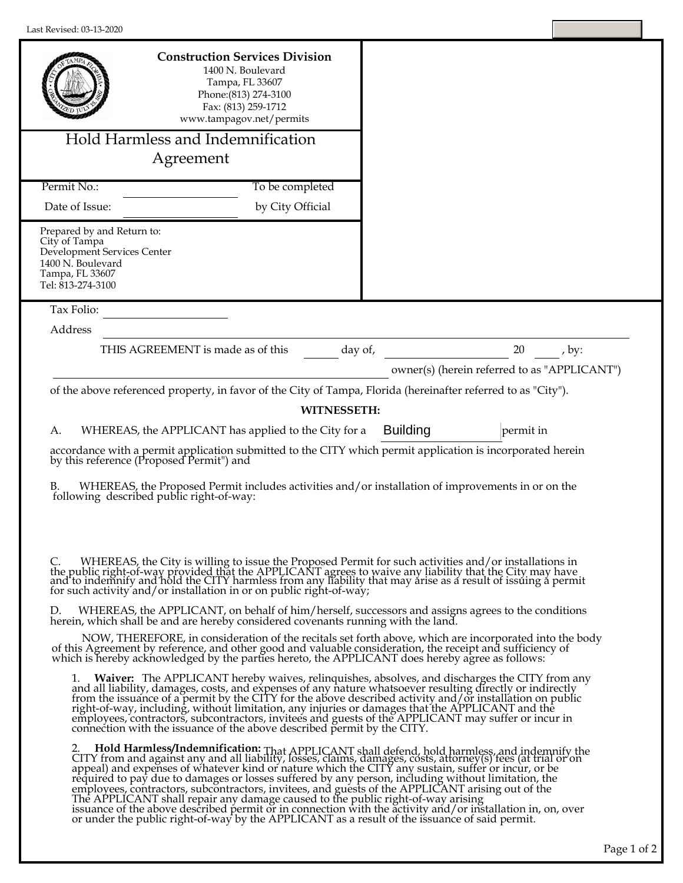Last Revised: 03-13-2020

**Construction Services Division**
1400 N. Boulevard
Tampa, FL 33607
Phone:(813) 274-3100
Fax: (813) 259-1712
www.tampagov.net/permits

# Hold Harmless and Indemnification Agreement

| Permit No.: | ______________ | To be completed |
| --- | --- | --- |
| Date of Issue: | ______________ | by City Official |

Prepared by and Return to:
City of Tampa
Development Services Center
1400 N. Boulevard
Tampa, FL 33607
Tel: 813-274-3100

Tax Folio: ______________

Address ______________________________________________

THIS AGREEMENT is made as of this ______ day of, ______________ 20 ____ , by:

______________________________________________ owner(s) (herein referred to as "APPLICANT")

of the above referenced property, in favor of the City of Tampa, Florida (hereinafter referred to as "City").

**WITNESSETH:**

A. WHEREAS, the APPLICANT has applied to the City for a Building permit in accordance with a permit application submitted to the CITY which permit application is incorporated herein by this reference (Proposed Permit") and

B. WHEREAS, the Proposed Permit includes activities and/or installation of improvements in or on the following described public right-of-way:

C. WHEREAS, the City is willing to issue the Proposed Permit for such activities and/or installations in the public right-of-way provided that the APPLICANT agrees to waive any liability that the City may have and to indemnify and hold the CITY harmless from any liability that may arise as a result of issuing a permit for such activity and/or installation in or on public right-of-way;

D. WHEREAS, the APPLICANT, on behalf of him/herself, successors and assigns agrees to the conditions herein, which shall be and are hereby considered covenants running with the land.

NOW, THEREFORE, in consideration of the recitals set forth above, which are incorporated into the body of this Agreement by reference, and other good and valuable consideration, the receipt and sufficiency of which is hereby acknowledged by the parties hereto, the APPLICANT does hereby agree as follows:

1. **Waiver:** The APPLICANT hereby waives, relinquishes, absolves, and discharges the CITY from any and all liability, damages, costs, and expenses of any nature whatsoever resulting directly or indirectly from the issuance of a permit by the CITY for the above described activity and/or installation on public right-of-way, including, without limitation, any injuries or damages that the APPLICANT and the employees, contractors, subcontractors, invitees and guests of the APPLICANT may suffer or incur in connection with the issuance of the above described permit by the CITY.

2. **Hold Harmless/Indemnification:** That APPLICANT shall defend, hold harmless, and indemnify the CITY from and against any and all liability, losses, claims, damages, costs, attorney(s) fees (at trial or on appeal) and expenses of whatever kind or nature which the CITY any sustain, suffer or incur, or be required to pay due to damages or losses suffered by any person, including without limitation, the employees, contractors, subcontractors, invitees, and guests of the APPLICANT arising out of the The APPLICANT shall repair any damage caused to the public right-of-way arising issuance of the above described permit or in connection with the activity and/or installation in, on, over or under the public right-of-way by the APPLICANT as a result of the issuance of said permit.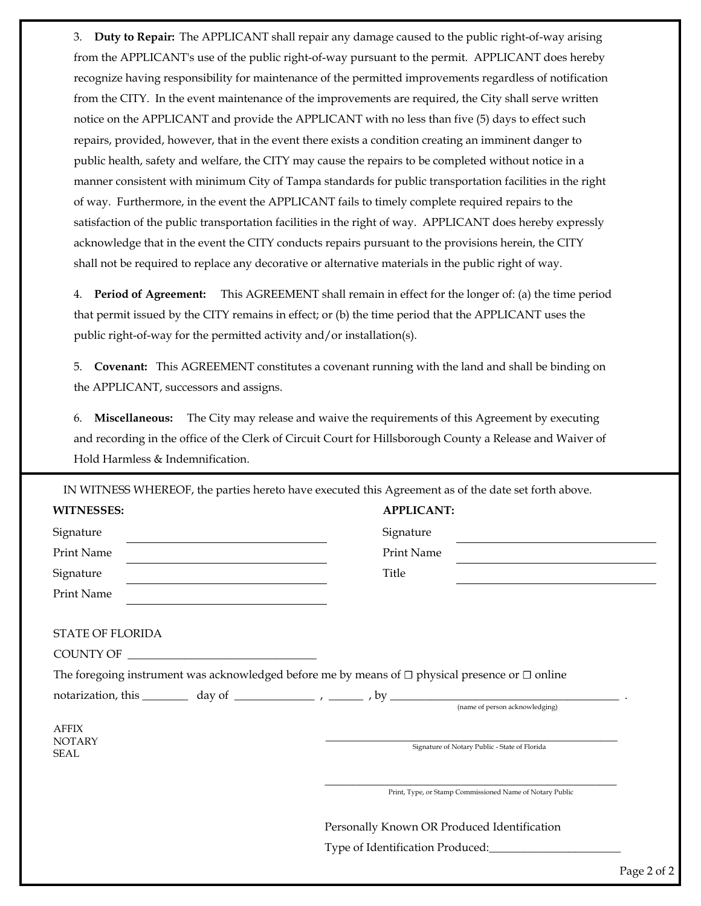3. **Duty to Repair:** The APPLICANT shall repair any damage caused to the public right-of-way arising from the APPLICANT's use of the public right-of-way pursuant to the permit. APPLICANT does hereby recognize having responsibility for maintenance of the permitted improvements regardless of notification from the CITY. In the event maintenance of the improvements are required, the City shall serve written notice on the APPLICANT and provide the APPLICANT with no less than five (5) days to effect such repairs, provided, however, that in the event there exists a condition creating an imminent danger to public health, safety and welfare, the CITY may cause the repairs to be completed without notice in a manner consistent with minimum City of Tampa standards for public transportation facilities in the right of way. Furthermore, in the event the APPLICANT fails to timely complete required repairs to the satisfaction of the public transportation facilities in the right of way. APPLICANT does hereby expressly acknowledge that in the event the CITY conducts repairs pursuant to the provisions herein, the CITY shall not be required to replace any decorative or alternative materials in the public right of way.

4. **Period of Agreement:** This AGREEMENT shall remain in effect for the longer of: (a) the time period that permit issued by the CITY remains in effect; or (b) the time period that the APPLICANT uses the public right-of-way for the permitted activity and/or installation(s).

5. **Covenant:** This AGREEMENT constitutes a covenant running with the land and shall be binding on the APPLICANT, successors and assigns.

6. **Miscellaneous:** The City may release and waive the requirements of this Agreement by executing and recording in the office of the Clerk of Circuit Court for Hillsborough County a Release and Waiver of Hold Harmless & Indemnification.

IN WITNESS WHEREOF, the parties hereto have executed this Agreement as of the date set forth above.

**WITNESSES:**

Signature ______________________________

Print Name ______________________________

Signature ______________________________

Print Name ______________________________

**APPLICANT:**

Signature ______________________________

Print Name ______________________________

Title ______________________________

STATE OF FLORIDA

COUNTY OF ______________________________

The foregoing instrument was acknowledged before me by means of ☐ physical presence or ☐ online notarization, this ________ day of ______________ , ______ , by ________________________________________ .

(name of person acknowledging)

AFFIX
NOTARY
SEAL

________________________________________
Signature of Notary Public - State of Florida

________________________________________
Print, Type, or Stamp Commissioned Name of Notary Public

Personally Known OR Produced Identification

Type of Identification Produced:________________________